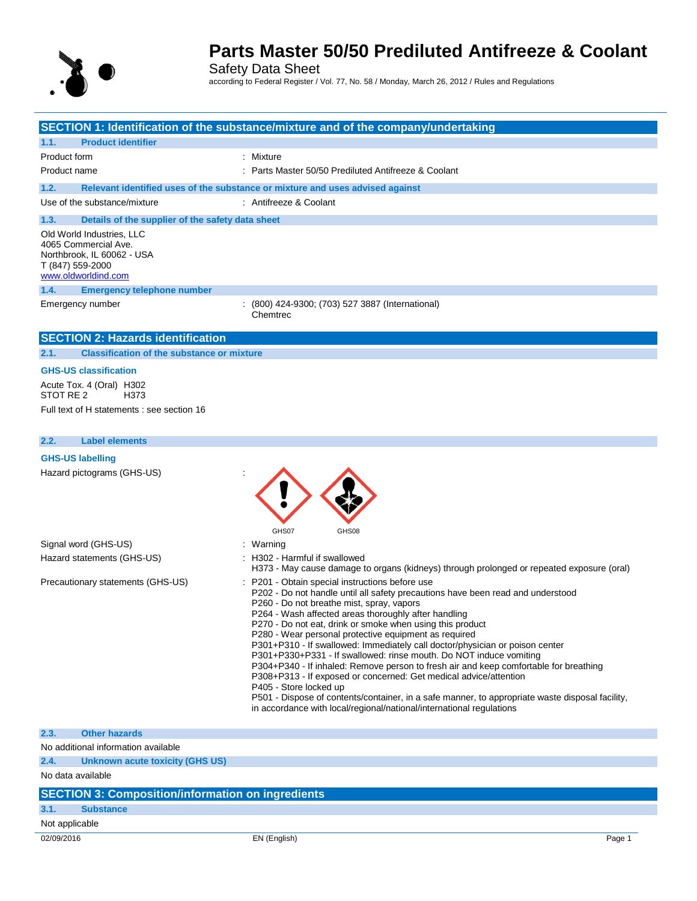# Parts Master 50/50 Prediluted Antifreeze & Coolant

Safety Data Sheet

according to Federal Register / Vol. 77, No. 58 / Monday, March 26, 2012 / Rules and Regulations

## SECTION 1: Identification of the substance/mixture and of the company/undertaking

### 1.1. Product identifier

Product form : Mixture

Product name : Parts Master 50/50 Prediluted Antifreeze & Coolant

### 1.2. Relevant identified uses of the substance or mixture and uses advised against

Use of the substance/mixture : Antifreeze & Coolant

### 1.3. Details of the supplier of the safety data sheet

Old World Industries, LLC
4065 Commercial Ave.
Northbrook, IL 60062 - USA
T (847) 559-2000
www.oldworldind.com

### 1.4. Emergency telephone number

Emergency number : (800) 424-9300; (703) 527 3887 (International) Chemtrec

## SECTION 2: Hazards identification

### 2.1. Classification of the substance or mixture

**GHS-US classification**

Acute Tox. 4 (Oral) H302
STOT RE 2 H373

Full text of H statements : see section 16

### 2.2. Label elements

**GHS-US labelling**

Hazard pictograms (GHS-US) :

GHS07 GHS08

Signal word (GHS-US) : Warning

Hazard statements (GHS-US) : H302 - Harmful if swallowed
H373 - May cause damage to organs (kidneys) through prolonged or repeated exposure (oral)

Precautionary statements (GHS-US) : P201 - Obtain special instructions before use
P202 - Do not handle until all safety precautions have been read and understood
P260 - Do not breathe mist, spray, vapors
P264 - Wash affected areas thoroughly after handling
P270 - Do not eat, drink or smoke when using this product
P280 - Wear personal protective equipment as required
P301+P310 - If swallowed: Immediately call doctor/physician or poison center
P301+P330+P331 - If swallowed: rinse mouth. Do NOT induce vomiting
P304+P340 - If inhaled: Remove person to fresh air and keep comfortable for breathing
P308+P313 - If exposed or concerned: Get medical advice/attention
P405 - Store locked up
P501 - Dispose of contents/container, in a safe manner, to appropriate waste disposal facility, in accordance with local/regional/national/international regulations

### 2.3. Other hazards

No additional information available

### 2.4. Unknown acute toxicity (GHS US)

No data available

## SECTION 3: Composition/information on ingredients

### 3.1. Substance

Not applicable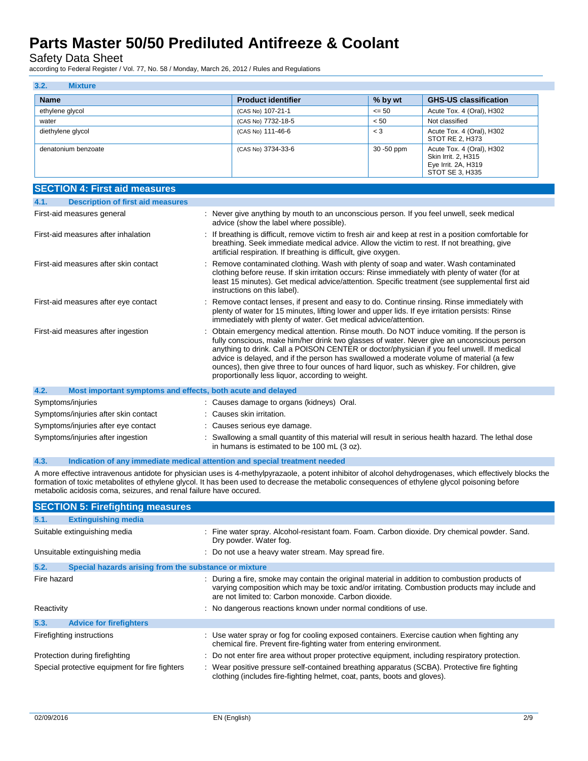### 3.2. Mixture

| Name | Product identifier | % by wt | GHS-US classification |
|---|---|---|---|
| ethylene glycol | (CAS No) 107-21-1 | <= 50 | Acute Tox. 4 (Oral), H302 |
| water | (CAS No) 7732-18-5 | < 50 | Not classified |
| diethylene glycol | (CAS No) 111-46-6 | < 3 | Acute Tox. 4 (Oral), H302<br>STOT RE 2, H373 |
| denatonium benzoate | (CAS No) 3734-33-6 | 30 -50 ppm | Acute Tox. 4 (Oral), H302<br>Skin Irrit. 2, H315<br>Eye Irrit. 2A, H319<br>STOT SE 3, H335 |

## SECTION 4: First aid measures

### 4.1. Description of first aid measures

First-aid measures general : Never give anything by mouth to an unconscious person. If you feel unwell, seek medical advice (show the label where possible).

First-aid measures after inhalation : If breathing is difficult, remove victim to fresh air and keep at rest in a position comfortable for breathing. Seek immediate medical advice. Allow the victim to rest. If not breathing, give artificial respiration. If breathing is difficult, give oxygen.

First-aid measures after skin contact : Remove contaminated clothing. Wash with plenty of soap and water. Wash contaminated clothing before reuse. If skin irritation occurs: Rinse immediately with plenty of water (for at least 15 minutes). Get medical advice/attention. Specific treatment (see supplemental first aid instructions on this label).

First-aid measures after eye contact : Remove contact lenses, if present and easy to do. Continue rinsing. Rinse immediately with plenty of water for 15 minutes, lifting lower and upper lids. If eye irritation persists: Rinse immediately with plenty of water. Get medical advice/attention.

First-aid measures after ingestion : Obtain emergency medical attention. Rinse mouth. Do NOT induce vomiting. If the person is fully conscious, make him/her drink two glasses of water. Never give an unconscious person anything to drink. Call a POISON CENTER or doctor/physician if you feel unwell. If medical advice is delayed, and if the person has swallowed a moderate volume of material (a few ounces), then give three to four ounces of hard liquor, such as whiskey. For children, give proportionally less liquor, according to weight.

### 4.2. Most important symptoms and effects, both acute and delayed

Symptoms/injuries : Causes damage to organs (kidneys) Oral.

Symptoms/injuries after skin contact : Causes skin irritation.

Symptoms/injuries after eye contact : Causes serious eye damage.

Symptoms/injuries after ingestion : Swallowing a small quantity of this material will result in serious health hazard. The lethal dose in humans is estimated to be 100 mL (3 oz).

### 4.3. Indication of any immediate medical attention and special treatment needed

A more effective intravenous antidote for physician uses is 4-methylpyrazaole, a potent inhibitor of alcohol dehydrogenases, which effectively blocks the formation of toxic metabolites of ethylene glycol. It has been used to decrease the metabolic consequences of ethylene glycol poisoning before metabolic acidosis coma, seizures, and renal failure have occured.

## SECTION 5: Firefighting measures

### 5.1. Extinguishing media

Suitable extinguishing media : Fine water spray. Alcohol-resistant foam. Foam. Carbon dioxide. Dry chemical powder. Sand. Dry powder. Water fog.

Unsuitable extinguishing media : Do not use a heavy water stream. May spread fire.

### 5.2. Special hazards arising from the substance or mixture

Fire hazard : During a fire, smoke may contain the original material in addition to combustion products of varying composition which may be toxic and/or irritating. Combustion products may include and are not limited to: Carbon monoxide. Carbon dioxide.

Reactivity : No dangerous reactions known under normal conditions of use.

### 5.3. Advice for firefighters

Firefighting instructions : Use water spray or fog for cooling exposed containers. Exercise caution when fighting any chemical fire. Prevent fire-fighting water from entering environment.

Protection during firefighting : Do not enter fire area without proper protective equipment, including respiratory protection.

Special protective equipment for fire fighters : Wear positive pressure self-contained breathing apparatus (SCBA). Protective fire fighting clothing (includes fire-fighting helmet, coat, pants, boots and gloves).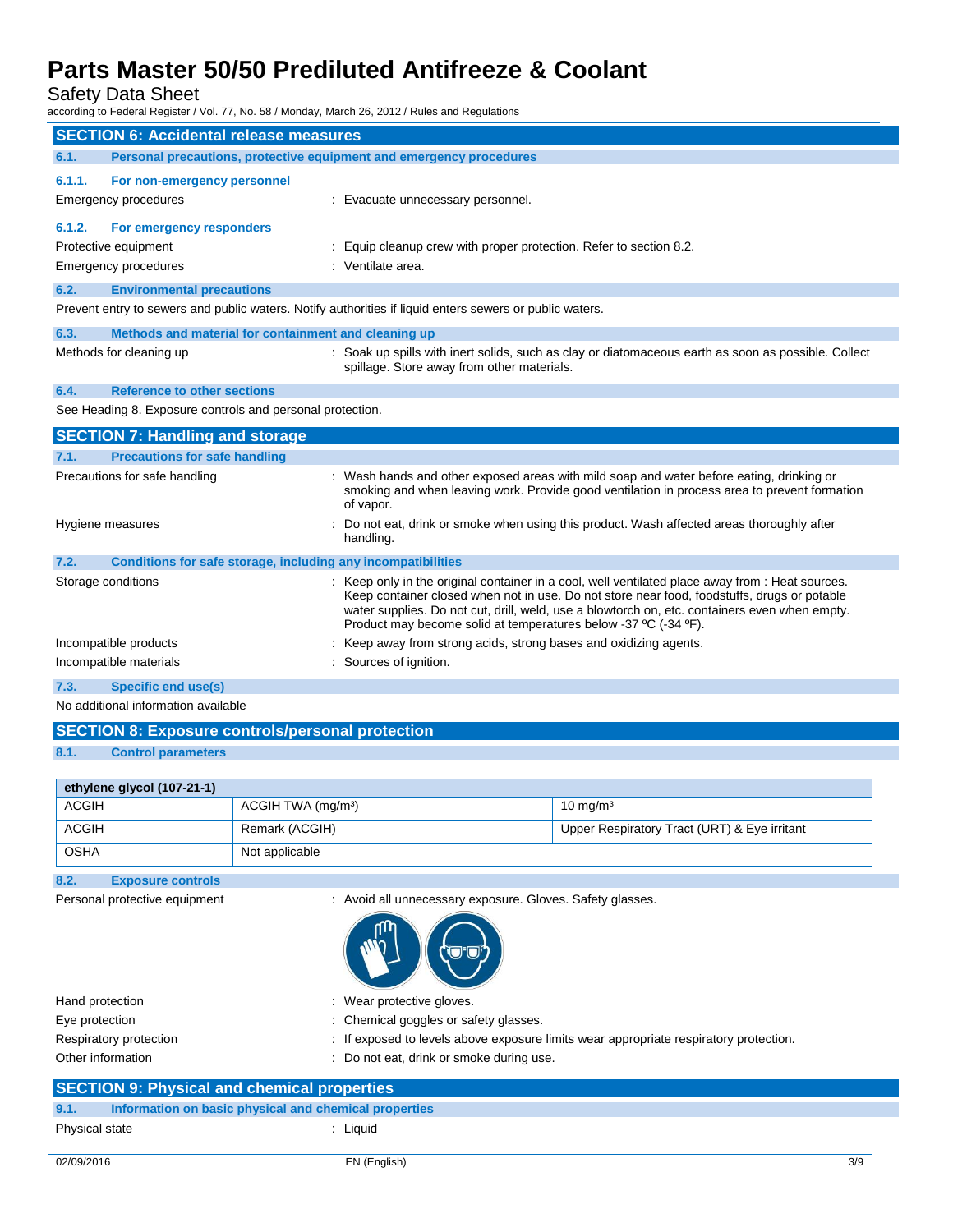## SECTION 6: Accidental release measures

### 6.1. Personal precautions, protective equipment and emergency procedures

#### 6.1.1. For non-emergency personnel

Emergency procedures : Evacuate unnecessary personnel.

#### 6.1.2. For emergency responders

Protective equipment : Equip cleanup crew with proper protection. Refer to section 8.2.

Emergency procedures : Ventilate area.

### 6.2. Environmental precautions

Prevent entry to sewers and public waters. Notify authorities if liquid enters sewers or public waters.

### 6.3. Methods and material for containment and cleaning up

Methods for cleaning up : Soak up spills with inert solids, such as clay or diatomaceous earth as soon as possible. Collect spillage. Store away from other materials.

### 6.4. Reference to other sections

See Heading 8. Exposure controls and personal protection.

## SECTION 7: Handling and storage

### 7.1. Precautions for safe handling

Precautions for safe handling : Wash hands and other exposed areas with mild soap and water before eating, drinking or smoking and when leaving work. Provide good ventilation in process area to prevent formation of vapor.

Hygiene measures : Do not eat, drink or smoke when using this product. Wash affected areas thoroughly after handling.

### 7.2. Conditions for safe storage, including any incompatibilities

Storage conditions : Keep only in the original container in a cool, well ventilated place away from : Heat sources. Keep container closed when not in use. Do not store near food, foodstuffs, drugs or potable water supplies. Do not cut, drill, weld, use a blowtorch on, etc. containers even when empty. Product may become solid at temperatures below -37 ºC (-34 ºF).

Incompatible products : Keep away from strong acids, strong bases and oxidizing agents.

Incompatible materials : Sources of ignition.

### 7.3. Specific end use(s)

No additional information available

## SECTION 8: Exposure controls/personal protection

### 8.1. Control parameters

| ethylene glycol (107-21-1) | | |
|---|---|---|
| ACGIH | ACGIH TWA (mg/m³) | 10 mg/m³ |
| ACGIH | Remark (ACGIH) | Upper Respiratory Tract (URT) & Eye irritant |
| OSHA | Not applicable | |

### 8.2. Exposure controls

Personal protective equipment : Avoid all unnecessary exposure. Gloves. Safety glasses.

Hand protection : Wear protective gloves.

Eye protection : Chemical goggles or safety glasses.

Respiratory protection : If exposed to levels above exposure limits wear appropriate respiratory protection.

Other information : Do not eat, drink or smoke during use.

## SECTION 9: Physical and chemical properties

### 9.1. Information on basic physical and chemical properties

Physical state : Liquid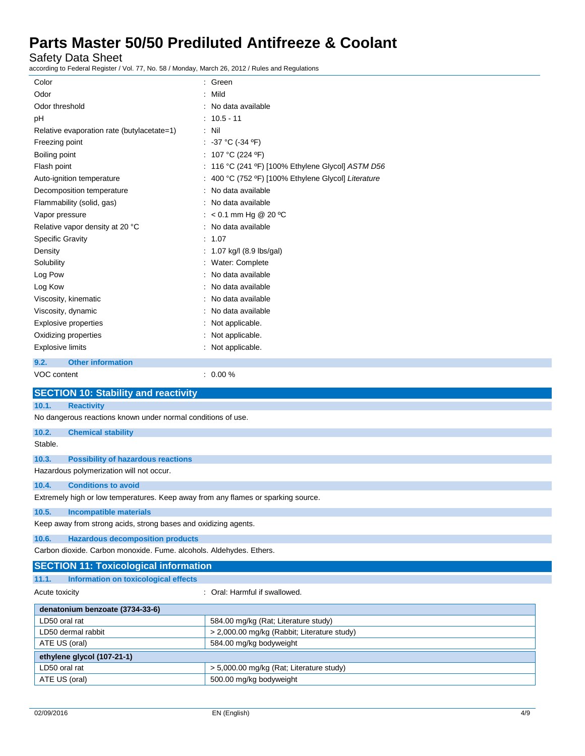| | |
|---|---|
| Color | : Green |
| Odor | : Mild |
| Odor threshold | : No data available |
| pH | : 10.5 - 11 |
| Relative evaporation rate (butylacetate=1) | : Nil |
| Freezing point | : -37 °C (-34 ºF) |
| Boiling point | : 107 °C (224 ºF) |
| Flash point | : 116 °C (241 ºF) [100% Ethylene Glycol] *ASTM D56* |
| Auto-ignition temperature | : 400 °C (752 ºF) [100% Ethylene Glycol] *Literature* |
| Decomposition temperature | : No data available |
| Flammability (solid, gas) | : No data available |
| Vapor pressure | : < 0.1 mm Hg @ 20 ºC |
| Relative vapor density at 20 °C | : No data available |
| Specific Gravity | : 1.07 |
| Density | : 1.07 kg/l (8.9 lbs/gal) |
| Solubility | : Water: Complete |
| Log Pow | : No data available |
| Log Kow | : No data available |
| Viscosity, kinematic | : No data available |
| Viscosity, dynamic | : No data available |
| Explosive properties | : Not applicable. |
| Oxidizing properties | : Not applicable. |
| Explosive limits | : Not applicable. |

### 9.2. Other information

VOC content : 0.00 %

## SECTION 10: Stability and reactivity

### 10.1. Reactivity

No dangerous reactions known under normal conditions of use.

### 10.2. Chemical stability

Stable.

### 10.3. Possibility of hazardous reactions

Hazardous polymerization will not occur.

### 10.4. Conditions to avoid

Extremely high or low temperatures. Keep away from any flames or sparking source.

### 10.5. Incompatible materials

Keep away from strong acids, strong bases and oxidizing agents.

### 10.6. Hazardous decomposition products

Carbon dioxide. Carbon monoxide. Fume. alcohols. Aldehydes. Ethers.

## SECTION 11: Toxicological information

### 11.1. Information on toxicological effects

Acute toxicity : Oral: Harmful if swallowed.

| **denatonium benzoate (3734-33-6)** | |
|---|---|
| LD50 oral rat | 584.00 mg/kg (Rat; Literature study) |
| LD50 dermal rabbit | > 2,000.00 mg/kg (Rabbit; Literature study) |
| ATE US (oral) | 584.00 mg/kg bodyweight |
| **ethylene glycol (107-21-1)** | |
| LD50 oral rat | > 5,000.00 mg/kg (Rat; Literature study) |
| ATE US (oral) | 500.00 mg/kg bodyweight |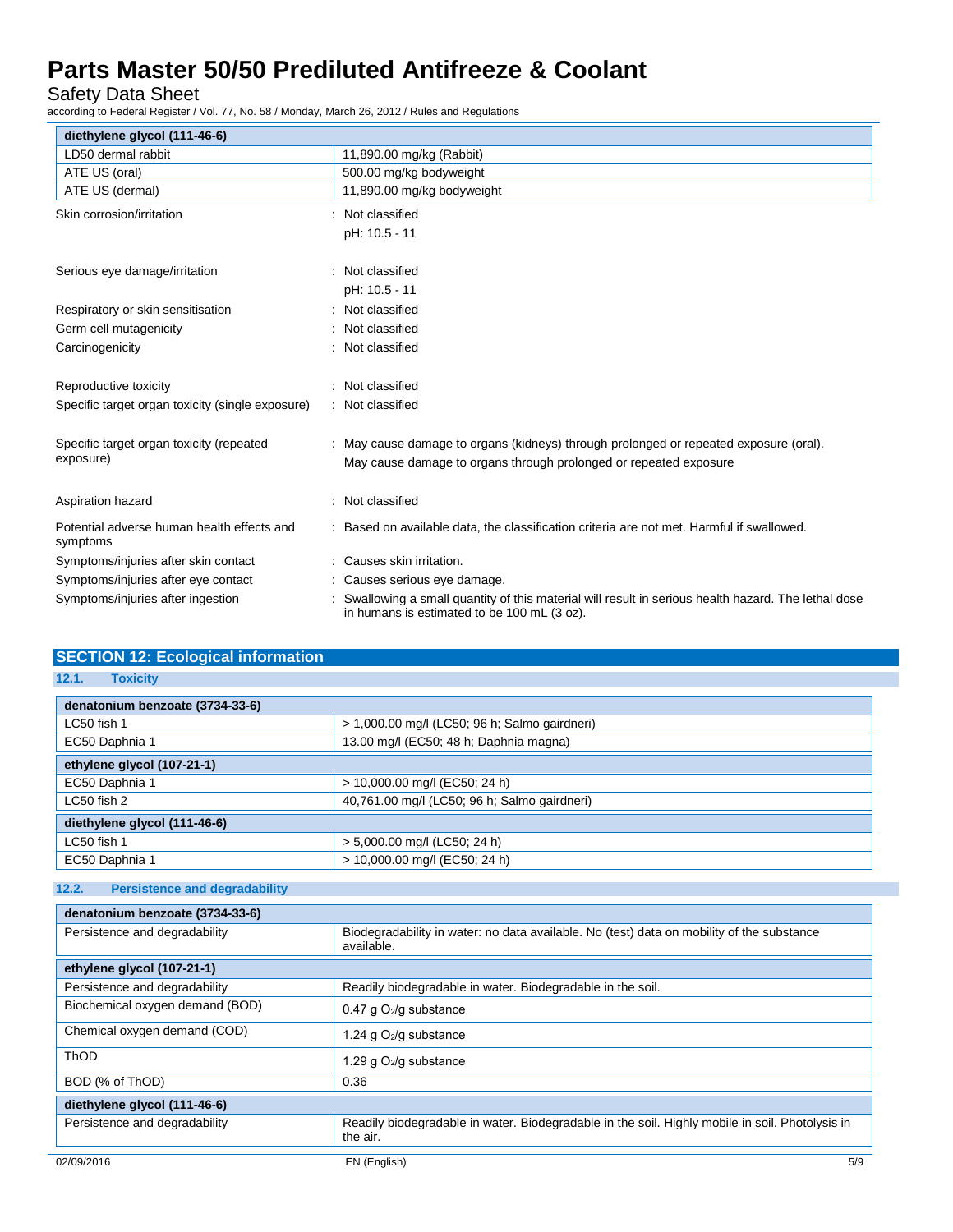| diethylene glycol (111-46-6) | |
|---|---|
| LD50 dermal rabbit | 11,890.00 mg/kg (Rabbit) |
| ATE US (oral) | 500.00 mg/kg bodyweight |
| ATE US (dermal) | 11,890.00 mg/kg bodyweight |

Skin corrosion/irritation : Not classified

pH: 10.5 - 11

Serious eye damage/irritation : Not classified

pH: 10.5 - 11

Respiratory or skin sensitisation : Not classified

Germ cell mutagenicity : Not classified

Carcinogenicity : Not classified

Reproductive toxicity : Not classified

Specific target organ toxicity (single exposure) : Not classified

Specific target organ toxicity (repeated exposure) : May cause damage to organs (kidneys) through prolonged or repeated exposure (oral).
May cause damage to organs through prolonged or repeated exposure

Aspiration hazard : Not classified

Potential adverse human health effects and symptoms : Based on available data, the classification criteria are not met. Harmful if swallowed.

Symptoms/injuries after skin contact : Causes skin irritation.

Symptoms/injuries after eye contact : Causes serious eye damage.

Symptoms/injuries after ingestion : Swallowing a small quantity of this material will result in serious health hazard. The lethal dose in humans is estimated to be 100 mL (3 oz).

## SECTION 12: Ecological information

### 12.1. Toxicity

| denatonium benzoate (3734-33-6) | |
|---|---|
| LC50 fish 1 | > 1,000.00 mg/l (LC50; 96 h; Salmo gairdneri) |
| EC50 Daphnia 1 | 13.00 mg/l (EC50; 48 h; Daphnia magna) |
| **ethylene glycol (107-21-1)** | |
| EC50 Daphnia 1 | > 10,000.00 mg/l (EC50; 24 h) |
| LC50 fish 2 | 40,761.00 mg/l (LC50; 96 h; Salmo gairdneri) |
| **diethylene glycol (111-46-6)** | |
| LC50 fish 1 | > 5,000.00 mg/l (LC50; 24 h) |
| EC50 Daphnia 1 | > 10,000.00 mg/l (EC50; 24 h) |

### 12.2. Persistence and degradability

| denatonium benzoate (3734-33-6) | |
|---|---|
| Persistence and degradability | Biodegradability in water: no data available. No (test) data on mobility of the substance available. |
| **ethylene glycol (107-21-1)** | |
| Persistence and degradability | Readily biodegradable in water. Biodegradable in the soil. |
| Biochemical oxygen demand (BOD) | 0.47 g $O_2$/g substance |
| Chemical oxygen demand (COD) | 1.24 g $O_2$/g substance |
| ThOD | 1.29 g $O_2$/g substance |
| BOD (% of ThOD) | 0.36 |
| **diethylene glycol (111-46-6)** | |
| Persistence and degradability | Readily biodegradable in water. Biodegradable in the soil. Highly mobile in soil. Photolysis in the air. |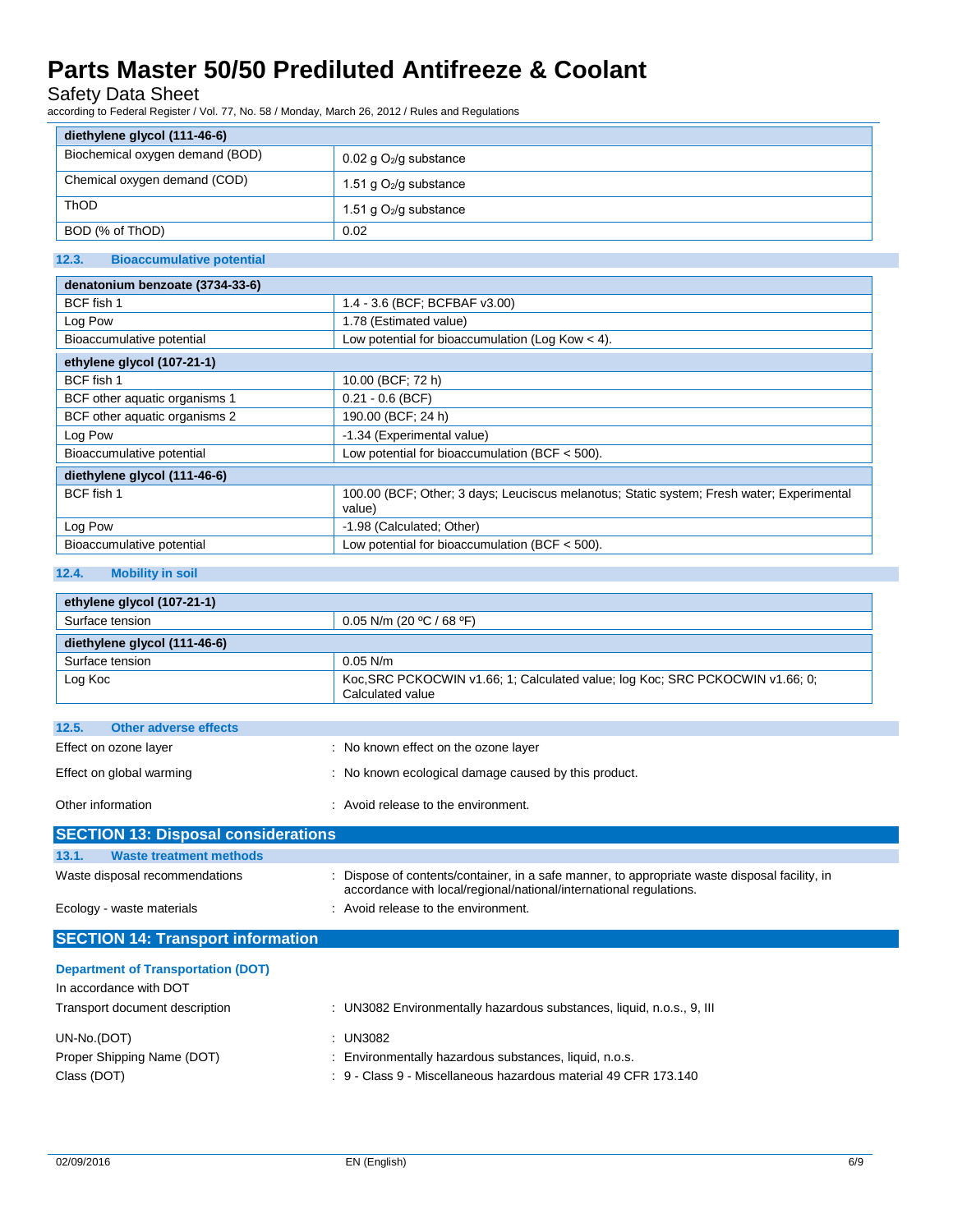| diethylene glycol (111-46-6) | |
|---|---|
| Biochemical oxygen demand (BOD) | 0.02 g $O_2$/g substance |
| Chemical oxygen demand (COD) | 1.51 g $O_2$/g substance |
| ThOD | 1.51 g $O_2$/g substance |
| BOD (% of ThOD) | 0.02 |

### 12.3. Bioaccumulative potential

| denatonium benzoate (3734-33-6) | |
|---|---|
| BCF fish 1 | 1.4 - 3.6 (BCF; BCFBAF v3.00) |
| Log Pow | 1.78 (Estimated value) |
| Bioaccumulative potential | Low potential for bioaccumulation (Log Kow < 4). |
| **ethylene glycol (107-21-1)** | |
| BCF fish 1 | 10.00 (BCF; 72 h) |
| BCF other aquatic organisms 1 | 0.21 - 0.6 (BCF) |
| BCF other aquatic organisms 2 | 190.00 (BCF; 24 h) |
| Log Pow | -1.34 (Experimental value) |
| Bioaccumulative potential | Low potential for bioaccumulation (BCF < 500). |
| **diethylene glycol (111-46-6)** | |
| BCF fish 1 | 100.00 (BCF; Other; 3 days; Leuciscus melanotus; Static system; Fresh water; Experimental value) |
| Log Pow | -1.98 (Calculated; Other) |
| Bioaccumulative potential | Low potential for bioaccumulation (BCF < 500). |

### 12.4. Mobility in soil

| ethylene glycol (107-21-1) | |
|---|---|
| Surface tension | 0.05 N/m (20 ºC / 68 ºF) |
| **diethylene glycol (111-46-6)** | |
| Surface tension | 0.05 N/m |
| Log Koc | Koc,SRC PCKOCWIN v1.66; 1; Calculated value; log Koc; SRC PCKOCWIN v1.66; 0; Calculated value |

### 12.5. Other adverse effects

Effect on ozone layer : No known effect on the ozone layer

Effect on global warming : No known ecological damage caused by this product.

Other information : Avoid release to the environment.

## SECTION 13: Disposal considerations

### 13.1. Waste treatment methods

Waste disposal recommendations : Dispose of contents/container, in a safe manner, to appropriate waste disposal facility, in accordance with local/regional/national/international regulations.

Ecology - waste materials : Avoid release to the environment.

## SECTION 14: Transport information

### Department of Transportation (DOT)

In accordance with DOT

Transport document description : UN3082 Environmentally hazardous substances, liquid, n.o.s., 9, III

UN-No.(DOT) : UN3082

Proper Shipping Name (DOT) : Environmentally hazardous substances, liquid, n.o.s.

Class (DOT) : 9 - Class 9 - Miscellaneous hazardous material 49 CFR 173.140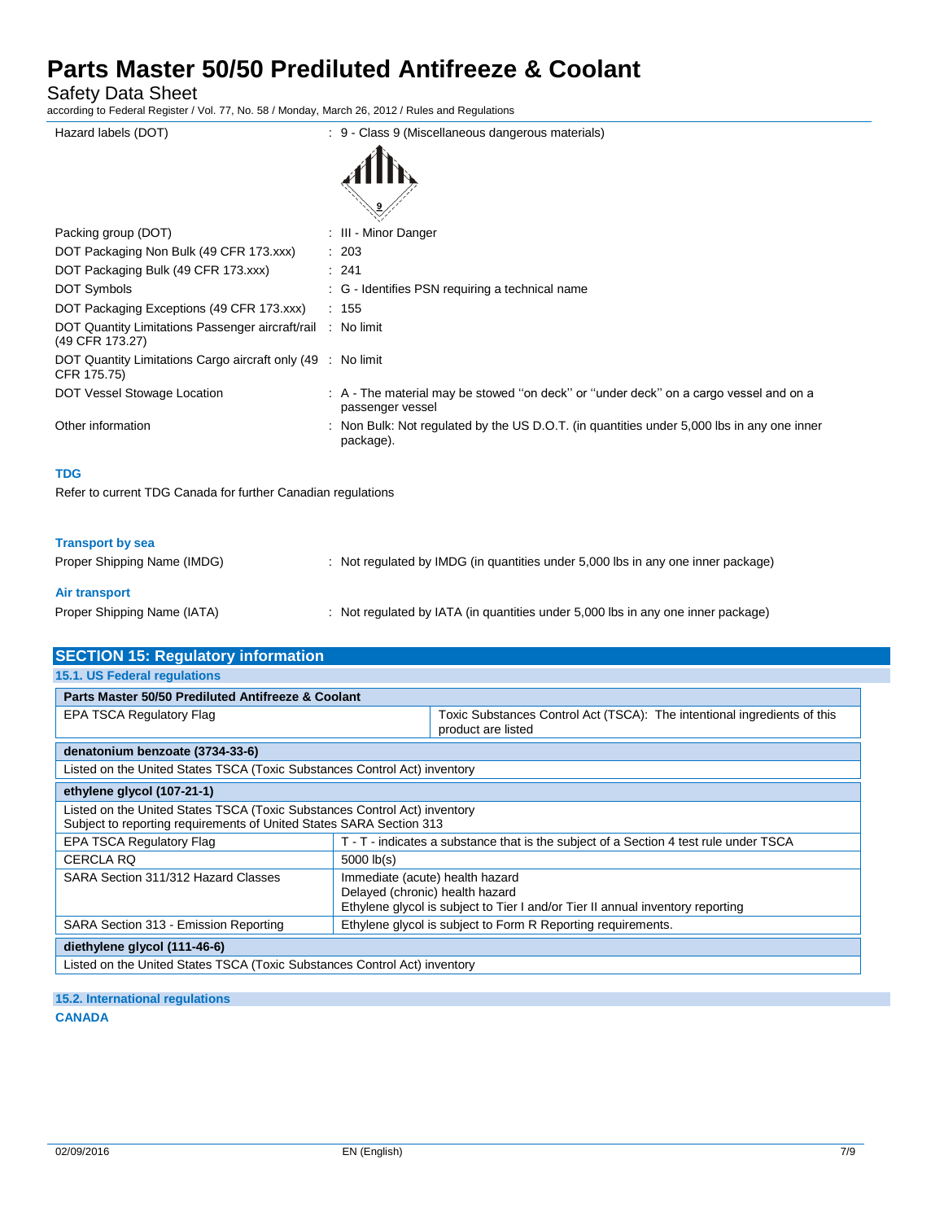| | |
|---|---|
| Hazard labels (DOT) | : 9 - Class 9 (Miscellaneous dangerous materials) |
| Packing group (DOT) | : III - Minor Danger |
| DOT Packaging Non Bulk (49 CFR 173.xxx) | : 203 |
| DOT Packaging Bulk (49 CFR 173.xxx) | : 241 |
| DOT Symbols | : G - Identifies PSN requiring a technical name |
| DOT Packaging Exceptions (49 CFR 173.xxx) | : 155 |
| DOT Quantity Limitations Passenger aircraft/rail (49 CFR 173.27) | : No limit |
| DOT Quantity Limitations Cargo aircraft only (49 CFR 175.75) | : No limit |
| DOT Vessel Stowage Location | : A - The material may be stowed "on deck" or "under deck" on a cargo vessel and on a passenger vessel |
| Other information | : Non Bulk: Not regulated by the US D.O.T. (in quantities under 5,000 lbs in any one inner package). |

### TDG

Refer to current TDG Canada for further Canadian regulations

### Transport by sea

Proper Shipping Name (IMDG) : Not regulated by IMDG (in quantities under 5,000 lbs in any one inner package)

### Air transport

Proper Shipping Name (IATA) : Not regulated by IATA (in quantities under 5,000 lbs in any one inner package)

## SECTION 15: Regulatory information

### 15.1. US Federal regulations

| **Parts Master 50/50 Prediluted Antifreeze & Coolant** | |
|---|---|
| EPA TSCA Regulatory Flag | Toxic Substances Control Act (TSCA): The intentional ingredients of this product are listed |

| **denatonium benzoate (3734-33-6)** |
|---|
| Listed on the United States TSCA (Toxic Substances Control Act) inventory |

| **ethylene glycol (107-21-1)** | |
|---|---|
| Listed on the United States TSCA (Toxic Substances Control Act) inventory<br>Subject to reporting requirements of United States SARA Section 313 | |
| EPA TSCA Regulatory Flag | T - T - indicates a substance that is the subject of a Section 4 test rule under TSCA |
| CERCLA RQ | 5000 lb(s) |
| SARA Section 311/312 Hazard Classes | Immediate (acute) health hazard<br>Delayed (chronic) health hazard<br>Ethylene glycol is subject to Tier I and/or Tier II annual inventory reporting |
| SARA Section 313 - Emission Reporting | Ethylene glycol is subject to Form R Reporting requirements. |

| **diethylene glycol (111-46-6)** |
|---|
| Listed on the United States TSCA (Toxic Substances Control Act) inventory |

### 15.2. International regulations

**CANADA**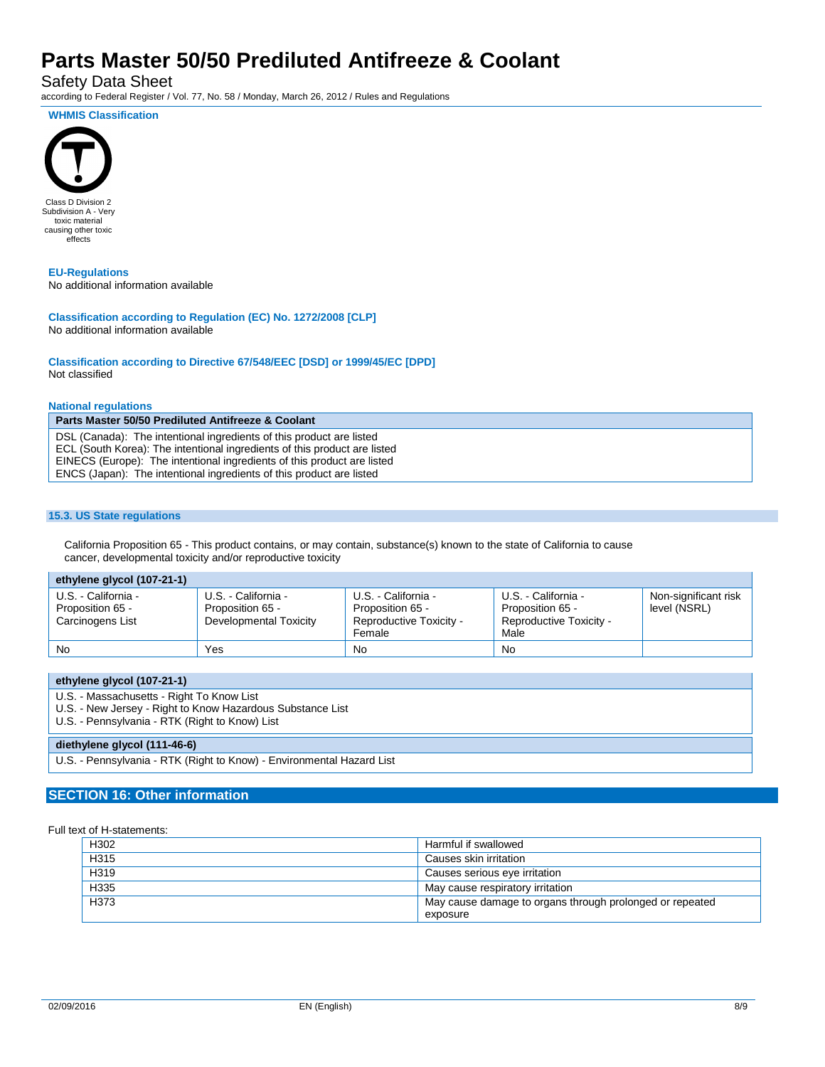**WHMIS Classification**

Class D Division 2 Subdivision A - Very toxic material causing other toxic effects

**EU-Regulations**

No additional information available

**Classification according to Regulation (EC) No. 1272/2008 [CLP]**

No additional information available

**Classification according to Directive 67/548/EEC [DSD] or 1999/45/EC [DPD]**

Not classified

**National regulations**

| Parts Master 50/50 Prediluted Antifreeze & Coolant |
|---|
| DSL (Canada): The intentional ingredients of this product are listed<br>ECL (South Korea): The intentional ingredients of this product are listed<br>EINECS (Europe): The intentional ingredients of this product are listed<br>ENCS (Japan): The intentional ingredients of this product are listed |

### 15.3. US State regulations

California Proposition 65 - This product contains, or may contain, substance(s) known to the state of California to cause cancer, developmental toxicity and/or reproductive toxicity

| ethylene glycol (107-21-1) | | | | |
|---|---|---|---|---|
| U.S. - California - Proposition 65 - Carcinogens List | U.S. - California - Proposition 65 - Developmental Toxicity | U.S. - California - Proposition 65 - Reproductive Toxicity - Female | U.S. - California - Proposition 65 - Reproductive Toxicity - Male | Non-significant risk level (NSRL) |
| No | Yes | No | No | |

| ethylene glycol (107-21-1) |
|---|
| U.S. - Massachusetts - Right To Know List<br>U.S. - New Jersey - Right to Know Hazardous Substance List<br>U.S. - Pennsylvania - RTK (Right to Know) List |
| **diethylene glycol (111-46-6)** |
| U.S. - Pennsylvania - RTK (Right to Know) - Environmental Hazard List |

## SECTION 16: Other information

Full text of H-statements:

| | |
|---|---|
| H302 | Harmful if swallowed |
| H315 | Causes skin irritation |
| H319 | Causes serious eye irritation |
| H335 | May cause respiratory irritation |
| H373 | May cause damage to organs through prolonged or repeated exposure |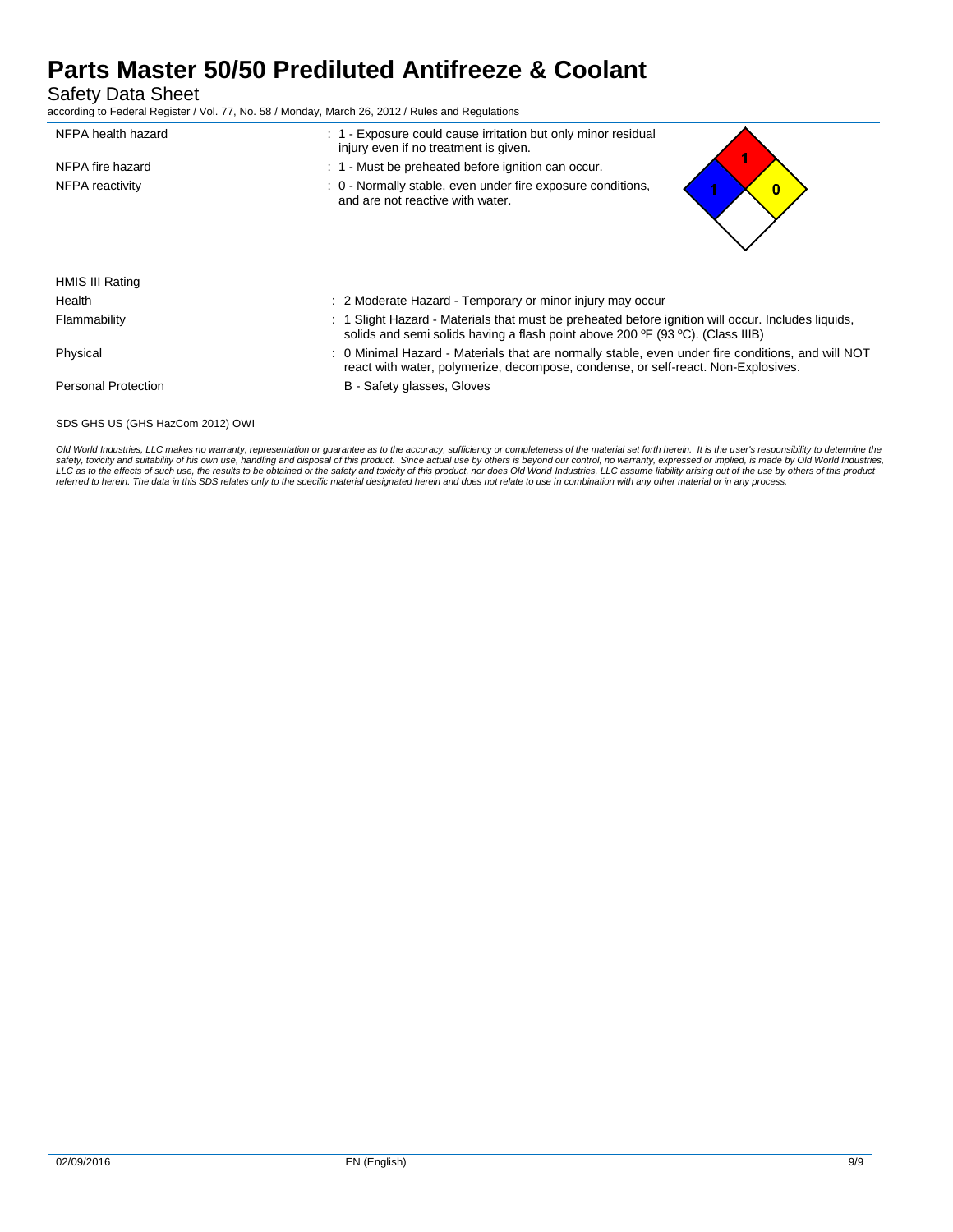NFPA health hazard : 1 - Exposure could cause irritation but only minor residual injury even if no treatment is given.

NFPA fire hazard : 1 - Must be preheated before ignition can occur.

NFPA reactivity : 0 - Normally stable, even under fire exposure conditions, and are not reactive with water.

1

1 0

HMIS III Rating

| | |
|---|---|
| Health | : 2 Moderate Hazard - Temporary or minor injury may occur |
| Flammability | : 1 Slight Hazard - Materials that must be preheated before ignition will occur. Includes liquids, solids and semi solids having a flash point above 200 ºF (93 ºC). (Class IIIB) |
| Physical | : 0 Minimal Hazard - Materials that are normally stable, even under fire conditions, and will NOT react with water, polymerize, decompose, condense, or self-react. Non-Explosives. |
| Personal Protection | B - Safety glasses, Gloves |

SDS GHS US (GHS HazCom 2012) OWI

*Old World Industries, LLC makes no warranty, representation or guarantee as to the accuracy, sufficiency or completeness of the material set forth herein. It is the user's responsibility to determine the safety, toxicity and suitability of his own use, handling and disposal of this product. Since actual use by others is beyond our control, no warranty, expressed or implied, is made by Old World Industries, LLC as to the effects of such use, the results to be obtained or the safety and toxicity of this product, nor does Old World Industries, LLC assume liability arising out of the use by others of this product referred to herein. The data in this SDS relates only to the specific material designated herein and does not relate to use in combination with any other material or in any process.*